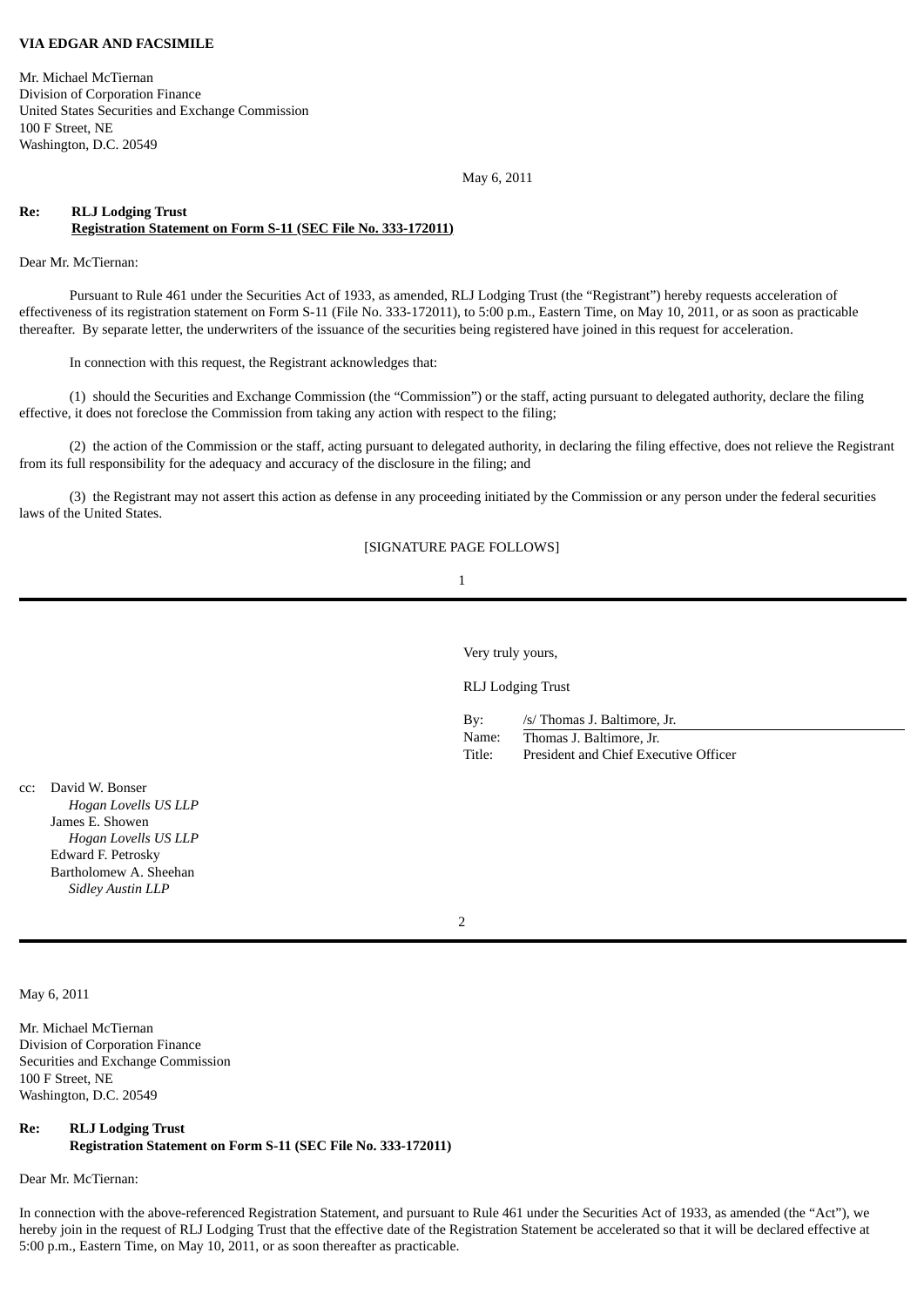**VIA EDGAR AND FACSIMILE**

Mr. Michael McTiernan
Division of Corporation Finance
United States Securities and Exchange Commission
100 F Street, NE
Washington, D.C. 20549

May 6, 2011

**Re: RLJ Lodging Trust**
**Registration Statement on Form S-11 (SEC File No. 333-172011)**

Dear Mr. McTiernan:

Pursuant to Rule 461 under the Securities Act of 1933, as amended, RLJ Lodging Trust (the "Registrant") hereby requests acceleration of effectiveness of its registration statement on Form S-11 (File No. 333-172011), to 5:00 p.m., Eastern Time, on May 10, 2011, or as soon as practicable thereafter. By separate letter, the underwriters of the issuance of the securities being registered have joined in this request for acceleration.

In connection with this request, the Registrant acknowledges that:

(1) should the Securities and Exchange Commission (the "Commission") or the staff, acting pursuant to delegated authority, declare the filing effective, it does not foreclose the Commission from taking any action with respect to the filing;

(2) the action of the Commission or the staff, acting pursuant to delegated authority, in declaring the filing effective, does not relieve the Registrant from its full responsibility for the adequacy and accuracy of the disclosure in the filing; and

(3) the Registrant may not assert this action as defense in any proceeding initiated by the Commission or any person under the federal securities laws of the United States.

[SIGNATURE PAGE FOLLOWS]

---

Very truly yours,

RLJ Lodging Trust

By: /s/ Thomas J. Baltimore, Jr.
Name: Thomas J. Baltimore, Jr.
Title: President and Chief Executive Officer

cc: David W. Bonser
*Hogan Lovells US LLP*
James E. Showen
*Hogan Lovells US LLP*
Edward F. Petrosky
Bartholomew A. Sheehan
*Sidley Austin LLP*

---

May 6, 2011

Mr. Michael McTiernan
Division of Corporation Finance
Securities and Exchange Commission
100 F Street, NE
Washington, D.C. 20549

**Re: RLJ Lodging Trust**
**Registration Statement on Form S-11 (SEC File No. 333-172011)**

Dear Mr. McTiernan:

In connection with the above-referenced Registration Statement, and pursuant to Rule 461 under the Securities Act of 1933, as amended (the "Act"), we hereby join in the request of RLJ Lodging Trust that the effective date of the Registration Statement be accelerated so that it will be declared effective at 5:00 p.m., Eastern Time, on May 10, 2011, or as soon thereafter as practicable.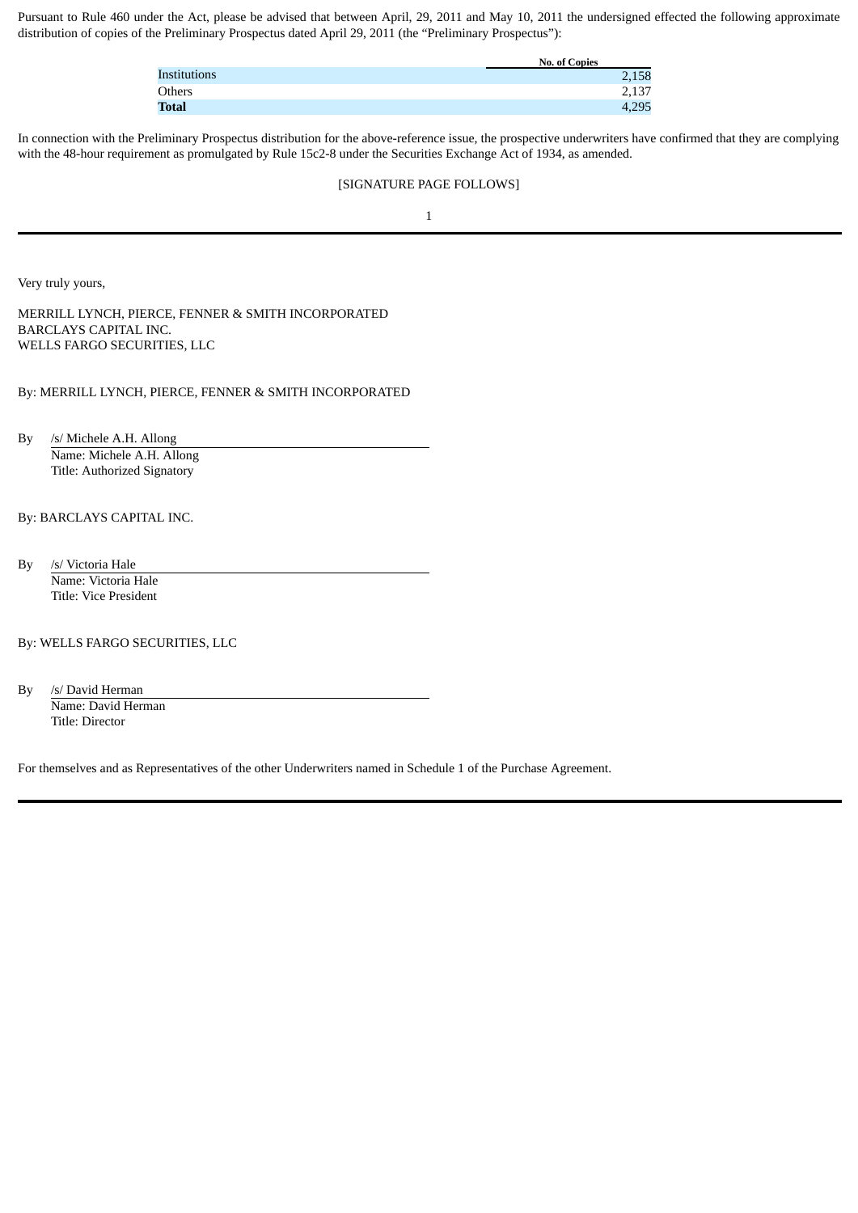Pursuant to Rule 460 under the Act, please be advised that between April, 29, 2011 and May 10, 2011 the undersigned effected the following approximate distribution of copies of the Preliminary Prospectus dated April 29, 2011 (the “Preliminary Prospectus”):

| | No. of Copies |
|---|---|
| Institutions | 2,158 |
| Others | 2,137 |
| **Total** | 4,295 |

In connection with the Preliminary Prospectus distribution for the above-reference issue, the prospective underwriters have confirmed that they are complying with the 48-hour requirement as promulgated by Rule 15c2-8 under the Securities Exchange Act of 1934, as amended.

[SIGNATURE PAGE FOLLOWS]

Very truly yours,

MERRILL LYNCH, PIERCE, FENNER & SMITH INCORPORATED
BARCLAYS CAPITAL INC.
WELLS FARGO SECURITIES, LLC

By: MERRILL LYNCH, PIERCE, FENNER & SMITH INCORPORATED

By /s/ Michele A.H. Allong
Name: Michele A.H. Allong
Title: Authorized Signatory

By: BARCLAYS CAPITAL INC.

By /s/ Victoria Hale
Name: Victoria Hale
Title: Vice President

By: WELLS FARGO SECURITIES, LLC

By /s/ David Herman
Name: David Herman
Title: Director

For themselves and as Representatives of the other Underwriters named in Schedule 1 of the Purchase Agreement.